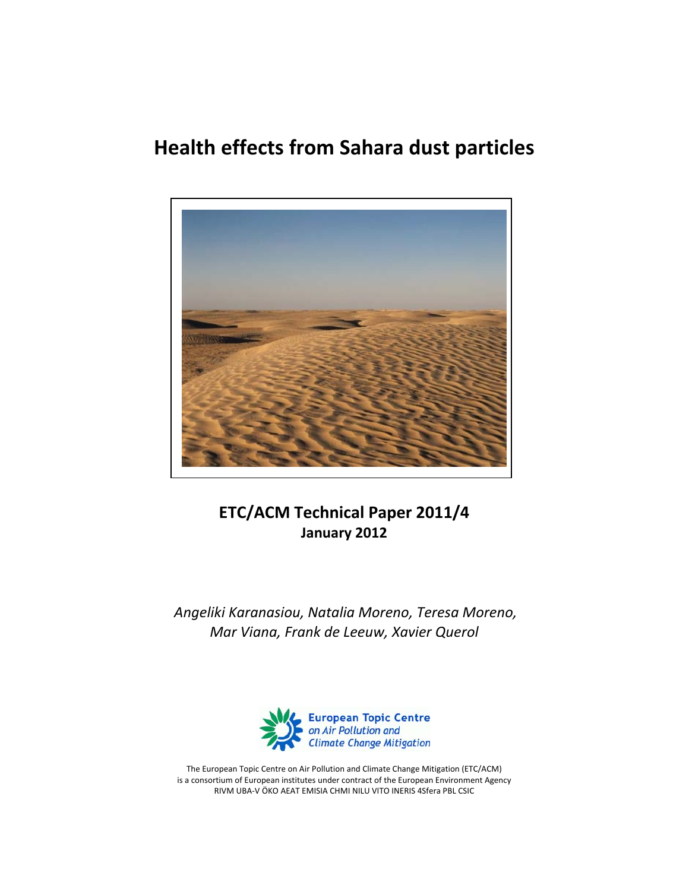# Health effects from Sahara dust particles

**ETC/ACM Technical Paper 2011/4**
**January 2012**

*Angeliki Karanasiou, Natalia Moreno, Teresa Moreno, Mar Viana, Frank de Leeuw, Xavier Querol*

European Topic Centre on Air Pollution and Climate Change Mitigation

The European Topic Centre on Air Pollution and Climate Change Mitigation (ETC/ACM) is a consortium of European institutes under contract of the European Environment Agency
RIVM UBA-V ÖKO AEAT EMISIA CHMI NILU VITO INERIS 4Sfera PBL CSIC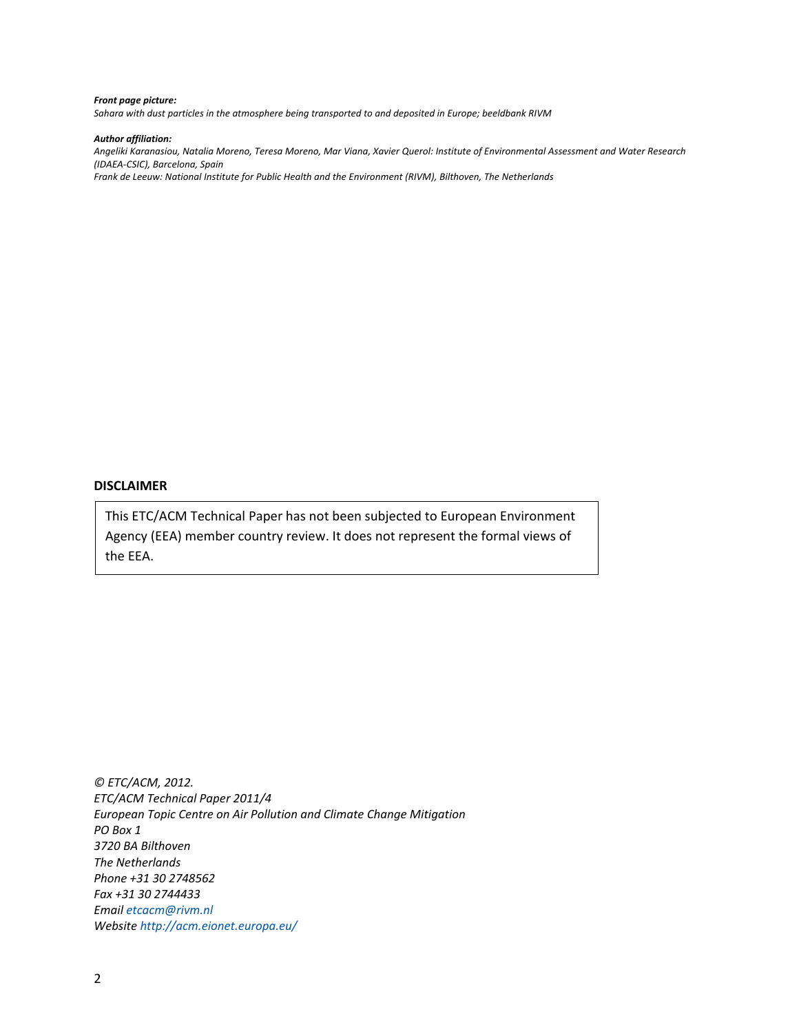***Front page picture:***

*Sahara with dust particles in the atmosphere being transported to and deposited in Europe; beeldbank RIVM*

***Author affiliation:***

*Angeliki Karanasiou, Natalia Moreno, Teresa Moreno, Mar Viana, Xavier Querol: Institute of Environmental Assessment and Water Research (IDAEA-CSIC), Barcelona, Spain*

*Frank de Leeuw: National Institute for Public Health and the Environment (RIVM), Bilthoven, The Netherlands*

**DISCLAIMER**

This ETC/ACM Technical Paper has not been subjected to European Environment Agency (EEA) member country review. It does not represent the formal views of the EEA.

*© ETC/ACM, 2012.*
*ETC/ACM Technical Paper 2011/4*
*European Topic Centre on Air Pollution and Climate Change Mitigation*
*PO Box 1*
*3720 BA Bilthoven*
*The Netherlands*
*Phone +31 30 2748562*
*Fax +31 30 2744433*
*Email etcacm@rivm.nl*
*Website http://acm.eionet.europa.eu/*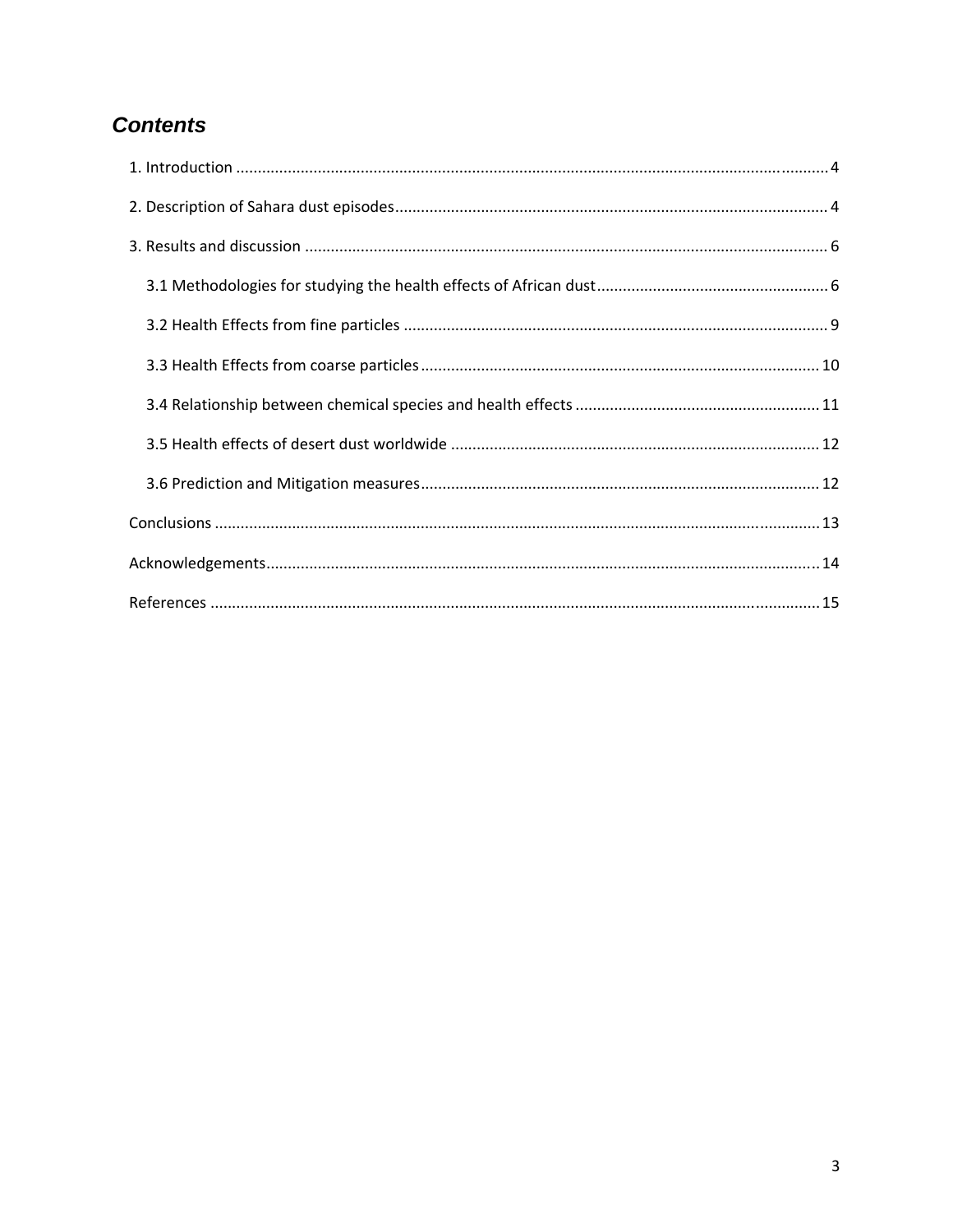## *Contents*

1. Introduction ........................................................................ 4

2. Description of Sahara dust episodes ........................................................................ 4

3. Results and discussion ........................................................................ 6

   3.1 Methodologies for studying the health effects of African dust ........................................................................ 6

   3.2 Health Effects from fine particles ........................................................................ 9

   3.3 Health Effects from coarse particles ........................................................................ 10

   3.4 Relationship between chemical species and health effects ........................................................................ 11

   3.5 Health effects of desert dust worldwide ........................................................................ 12

   3.6 Prediction and Mitigation measures ........................................................................ 12

Conclusions ........................................................................ 13

Acknowledgements ........................................................................ 14

References ........................................................................ 15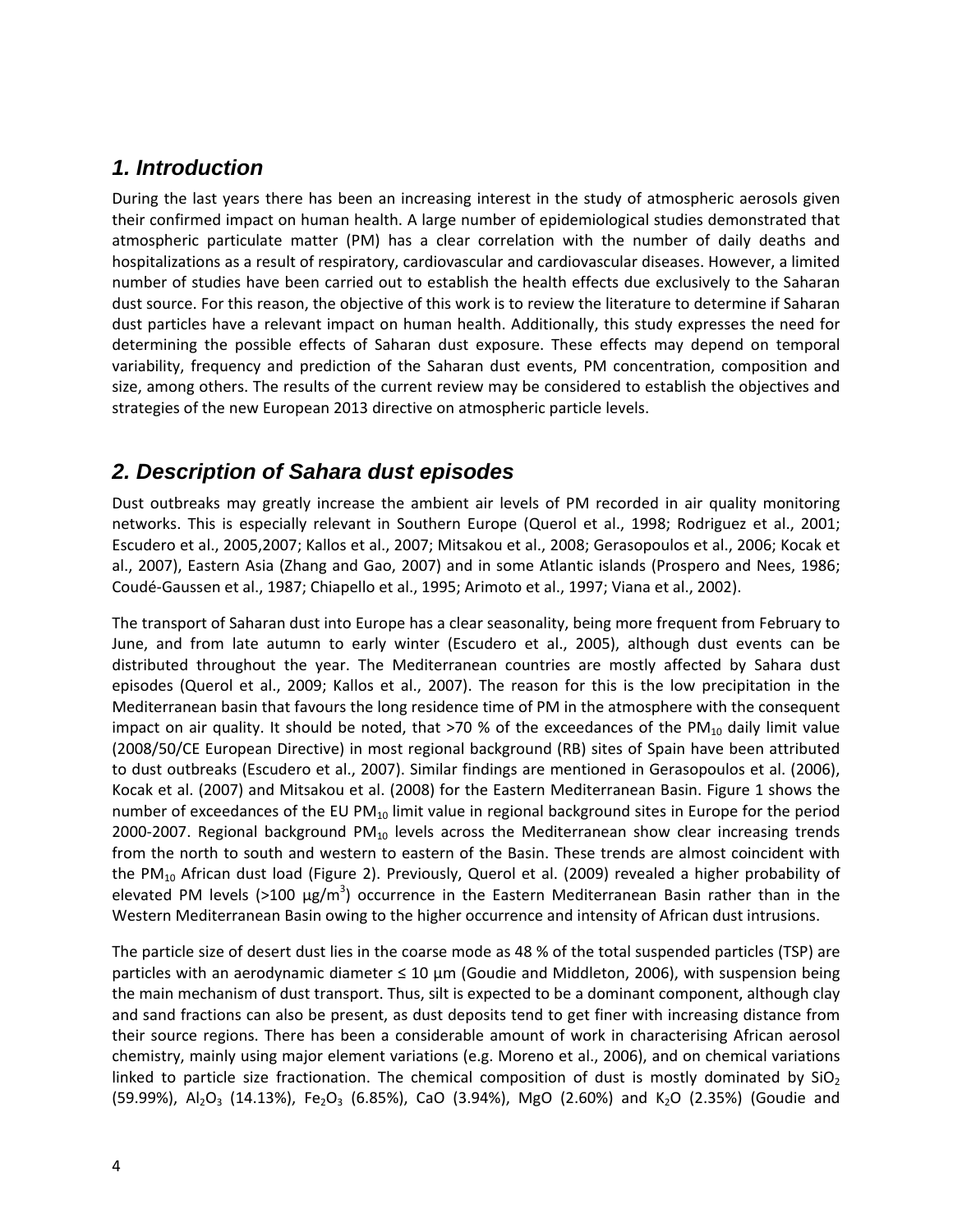## 1. Introduction

During the last years there has been an increasing interest in the study of atmospheric aerosols given their confirmed impact on human health. A large number of epidemiological studies demonstrated that atmospheric particulate matter (PM) has a clear correlation with the number of daily deaths and hospitalizations as a result of respiratory, cardiovascular and cardiovascular diseases. However, a limited number of studies have been carried out to establish the health effects due exclusively to the Saharan dust source. For this reason, the objective of this work is to review the literature to determine if Saharan dust particles have a relevant impact on human health. Additionally, this study expresses the need for determining the possible effects of Saharan dust exposure. These effects may depend on temporal variability, frequency and prediction of the Saharan dust events, PM concentration, composition and size, among others. The results of the current review may be considered to establish the objectives and strategies of the new European 2013 directive on atmospheric particle levels.

## 2. Description of Sahara dust episodes

Dust outbreaks may greatly increase the ambient air levels of PM recorded in air quality monitoring networks. This is especially relevant in Southern Europe (Querol et al., 1998; Rodriguez et al., 2001; Escudero et al., 2005,2007; Kallos et al., 2007; Mitsakou et al., 2008; Gerasopoulos et al., 2006; Kocak et al., 2007), Eastern Asia (Zhang and Gao, 2007) and in some Atlantic islands (Prospero and Nees, 1986; Coudé-Gaussen et al., 1987; Chiapello et al., 1995; Arimoto et al., 1997; Viana et al., 2002).

The transport of Saharan dust into Europe has a clear seasonality, being more frequent from February to June, and from late autumn to early winter (Escudero et al., 2005), although dust events can be distributed throughout the year. The Mediterranean countries are mostly affected by Sahara dust episodes (Querol et al., 2009; Kallos et al., 2007). The reason for this is the low precipitation in the Mediterranean basin that favours the long residence time of PM in the atmosphere with the consequent impact on air quality. It should be noted, that >70 % of the exceedances of the $PM_{10}$ daily limit value (2008/50/CE European Directive) in most regional background (RB) sites of Spain have been attributed to dust outbreaks (Escudero et al., 2007). Similar findings are mentioned in Gerasopoulos et al. (2006), Kocak et al. (2007) and Mitsakou et al. (2008) for the Eastern Mediterranean Basin. Figure 1 shows the number of exceedances of the EU $PM_{10}$ limit value in regional background sites in Europe for the period 2000-2007. Regional background $PM_{10}$ levels across the Mediterranean show clear increasing trends from the north to south and western to eastern of the Basin. These trends are almost coincident with the $PM_{10}$ African dust load (Figure 2). Previously, Querol et al. (2009) revealed a higher probability of elevated PM levels (>100 $\mu g/m^3$) occurrence in the Eastern Mediterranean Basin rather than in the Western Mediterranean Basin owing to the higher occurrence and intensity of African dust intrusions.

The particle size of desert dust lies in the coarse mode as 48 % of the total suspended particles (TSP) are particles with an aerodynamic diameter ≤ 10 µm (Goudie and Middleton, 2006), with suspension being the main mechanism of dust transport. Thus, silt is expected to be a dominant component, although clay and sand fractions can also be present, as dust deposits tend to get finer with increasing distance from their source regions. There has been a considerable amount of work in characterising African aerosol chemistry, mainly using major element variations (e.g. Moreno et al., 2006), and on chemical variations linked to particle size fractionation. The chemical composition of dust is mostly dominated by $SiO_2$ (59.99%), $Al_2O_3$ (14.13%), $Fe_2O_3$ (6.85%), CaO (3.94%), MgO (2.60%) and $K_2O$ (2.35%) (Goudie and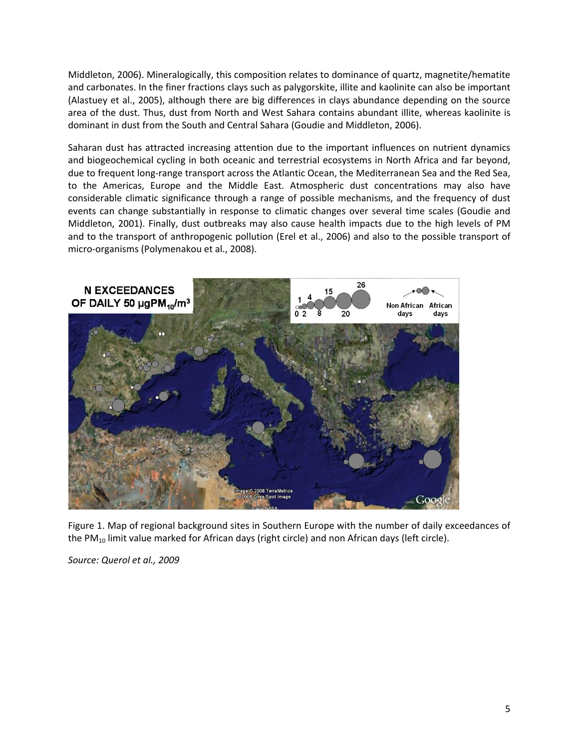Middleton, 2006). Mineralogically, this composition relates to dominance of quartz, magnetite/hematite and carbonates. In the finer fractions clays such as palygorskite, illite and kaolinite can also be important (Alastuey et al., 2005), although there are big differences in clays abundance depending on the source area of the dust. Thus, dust from North and West Sahara contains abundant illite, whereas kaolinite is dominant in dust from the South and Central Sahara (Goudie and Middleton, 2006).

Saharan dust has attracted increasing attention due to the important influences on nutrient dynamics and biogeochemical cycling in both oceanic and terrestrial ecosystems in North Africa and far beyond, due to frequent long-range transport across the Atlantic Ocean, the Mediterranean Sea and the Red Sea, to the Americas, Europe and the Middle East. Atmospheric dust concentrations may also have considerable climatic significance through a range of possible mechanisms, and the frequency of dust events can change substantially in response to climatic changes over several time scales (Goudie and Middleton, 2001). Finally, dust outbreaks may also cause health impacts due to the high levels of PM and to the transport of anthropogenic pollution (Erel et al., 2006) and also to the possible transport of micro-organisms (Polymenakou et al., 2008).

Figure 1. Map of regional background sites in Southern Europe with the number of daily exceedances of the $PM_{10}$ limit value marked for African days (right circle) and non African days (left circle).

*Source: Querol et al., 2009*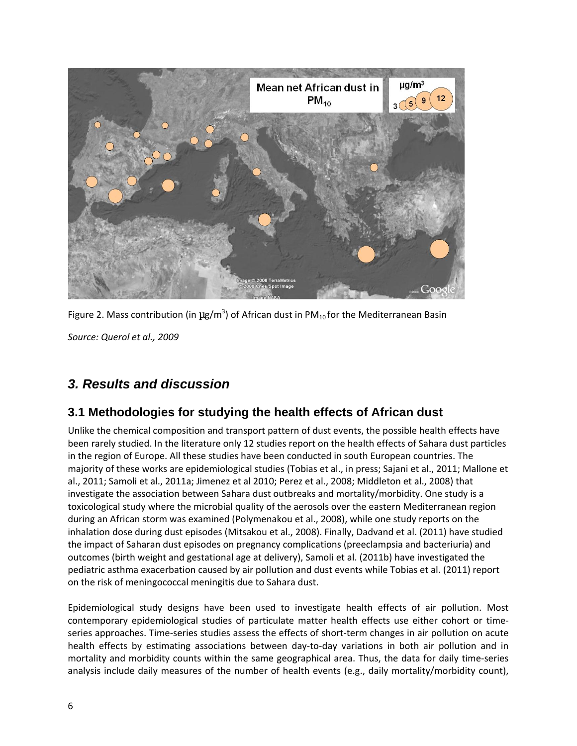Figure 2. Mass contribution (in µg/m$^3$) of African dust in $PM_{10}$ for the Mediterranean Basin

*Source: Querol et al., 2009*

## *3. Results and discussion*

### 3.1 Methodologies for studying the health effects of African dust

Unlike the chemical composition and transport pattern of dust events, the possible health effects have been rarely studied. In the literature only 12 studies report on the health effects of Sahara dust particles in the region of Europe. All these studies have been conducted in south European countries. The majority of these works are epidemiological studies (Tobias et al., in press; Sajani et al., 2011; Mallone et al., 2011; Samoli et al., 2011a; Jimenez et al 2010; Perez et al., 2008; Middleton et al., 2008) that investigate the association between Sahara dust outbreaks and mortality/morbidity. One study is a toxicological study where the microbial quality of the aerosols over the eastern Mediterranean region during an African storm was examined (Polymenakou et al., 2008), while one study reports on the inhalation dose during dust episodes (Mitsakou et al., 2008). Finally, Dadvand et al. (2011) have studied the impact of Saharan dust episodes on pregnancy complications (preeclampsia and bacteriuria) and outcomes (birth weight and gestational age at delivery), Samoli et al. (2011b) have investigated the pediatric asthma exacerbation caused by air pollution and dust events while Tobias et al. (2011) report on the risk of meningococcal meningitis due to Sahara dust.

Epidemiological study designs have been used to investigate health effects of air pollution. Most contemporary epidemiological studies of particulate matter health effects use either cohort or time-series approaches. Time-series studies assess the effects of short-term changes in air pollution on acute health effects by estimating associations between day-to-day variations in both air pollution and in mortality and morbidity counts within the same geographical area. Thus, the data for daily time-series analysis include daily measures of the number of health events (e.g., daily mortality/morbidity count),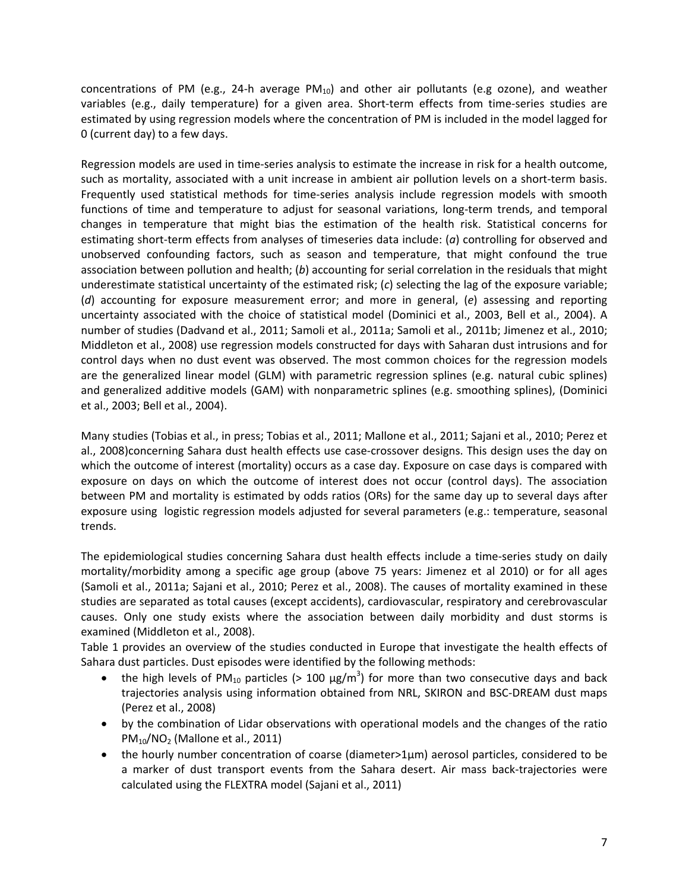concentrations of PM (e.g., 24-h average $PM_{10}$) and other air pollutants (e.g ozone), and weather variables (e.g., daily temperature) for a given area. Short-term effects from time-series studies are estimated by using regression models where the concentration of PM is included in the model lagged for 0 (current day) to a few days.

Regression models are used in time-series analysis to estimate the increase in risk for a health outcome, such as mortality, associated with a unit increase in ambient air pollution levels on a short-term basis. Frequently used statistical methods for time-series analysis include regression models with smooth functions of time and temperature to adjust for seasonal variations, long-term trends, and temporal changes in temperature that might bias the estimation of the health risk. Statistical concerns for estimating short-term effects from analyses of timeseries data include: (*a*) controlling for observed and unobserved confounding factors, such as season and temperature, that might confound the true association between pollution and health; (*b*) accounting for serial correlation in the residuals that might underestimate statistical uncertainty of the estimated risk; (*c*) selecting the lag of the exposure variable; (*d*) accounting for exposure measurement error; and more in general, (*e*) assessing and reporting uncertainty associated with the choice of statistical model (Dominici et al., 2003, Bell et al., 2004). A number of studies (Dadvand et al., 2011; Samoli et al., 2011a; Samoli et al., 2011b; Jimenez et al., 2010; Middleton et al., 2008) use regression models constructed for days with Saharan dust intrusions and for control days when no dust event was observed. The most common choices for the regression models are the generalized linear model (GLM) with parametric regression splines (e.g. natural cubic splines) and generalized additive models (GAM) with nonparametric splines (e.g. smoothing splines), (Dominici et al., 2003; Bell et al., 2004).

Many studies (Tobias et al., in press; Tobias et al., 2011; Mallone et al., 2011; Sajani et al., 2010; Perez et al., 2008)concerning Sahara dust health effects use case-crossover designs. This design uses the day on which the outcome of interest (mortality) occurs as a case day. Exposure on case days is compared with exposure on days on which the outcome of interest does not occur (control days). The association between PM and mortality is estimated by odds ratios (ORs) for the same day up to several days after exposure using logistic regression models adjusted for several parameters (e.g.: temperature, seasonal trends.

The epidemiological studies concerning Sahara dust health effects include a time-series study on daily mortality/morbidity among a specific age group (above 75 years: Jimenez et al 2010) or for all ages (Samoli et al., 2011a; Sajani et al., 2010; Perez et al., 2008). The causes of mortality examined in these studies are separated as total causes (except accidents), cardiovascular, respiratory and cerebrovascular causes. Only one study exists where the association between daily morbidity and dust storms is examined (Middleton et al., 2008).
Table 1 provides an overview of the studies conducted in Europe that investigate the health effects of Sahara dust particles. Dust episodes were identified by the following methods:

- the high levels of $PM_{10}$ particles (> 100 $\mu g/m^3$) for more than two consecutive days and back trajectories analysis using information obtained from NRL, SKIRON and BSC-DREAM dust maps (Perez et al., 2008)
- by the combination of Lidar observations with operational models and the changes of the ratio $PM_{10}/NO_2$ (Mallone et al., 2011)
- the hourly number concentration of coarse (diameter>1μm) aerosol particles, considered to be a marker of dust transport events from the Sahara desert. Air mass back-trajectories were calculated using the FLEXTRA model (Sajani et al., 2011)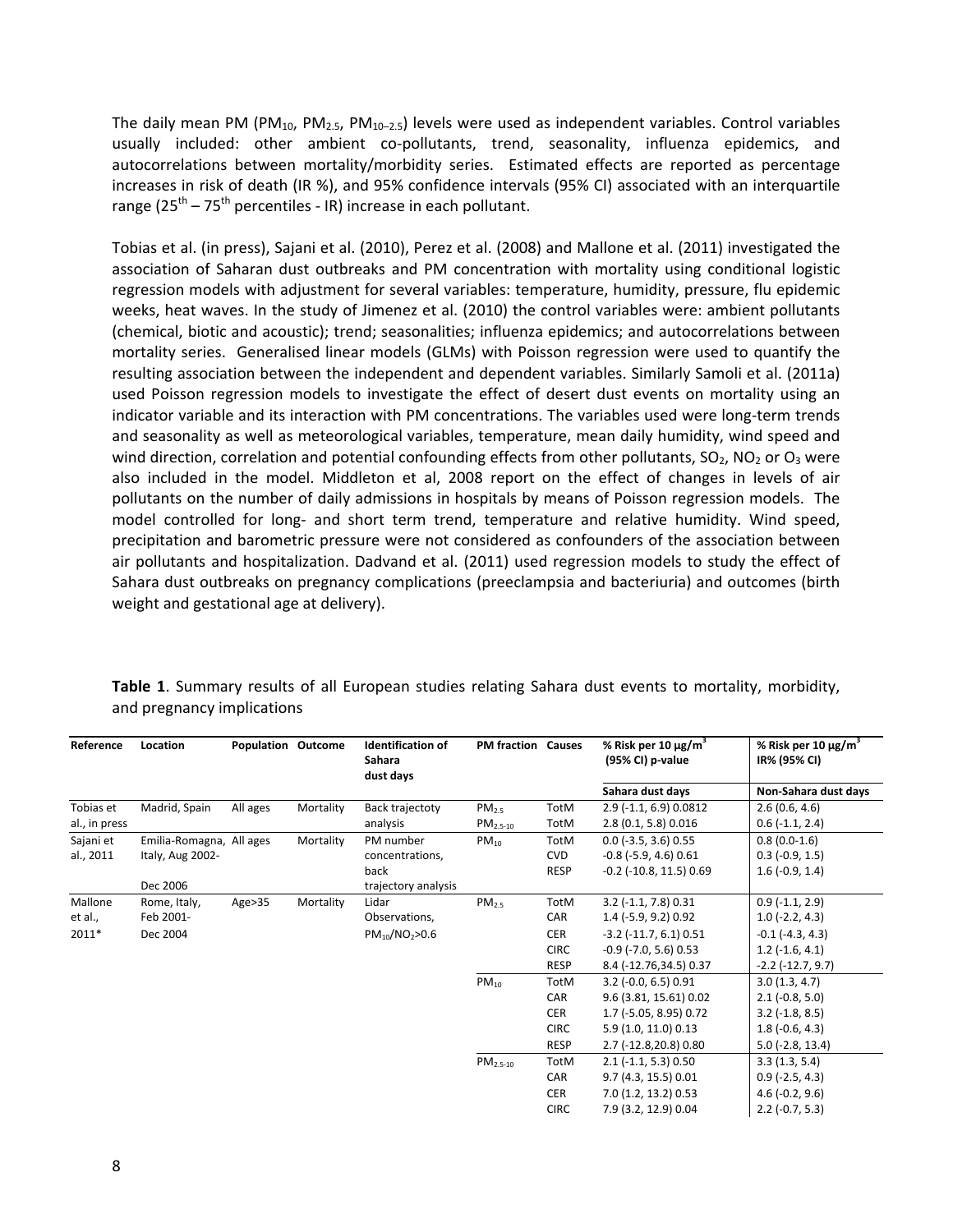The daily mean PM ($PM_{10}$, $PM_{2.5}$, $PM_{10-2.5}$) levels were used as independent variables. Control variables usually included: other ambient co-pollutants, trend, seasonality, influenza epidemics, and autocorrelations between mortality/morbidity series. Estimated effects are reported as percentage increases in risk of death (IR %), and 95% confidence intervals (95% CI) associated with an interquartile range ($25^{th}$ – $75^{th}$ percentiles - IR) increase in each pollutant.

Tobias et al. (in press), Sajani et al. (2010), Perez et al. (2008) and Mallone et al. (2011) investigated the association of Saharan dust outbreaks and PM concentration with mortality using conditional logistic regression models with adjustment for several variables: temperature, humidity, pressure, flu epidemic weeks, heat waves. In the study of Jimenez et al. (2010) the control variables were: ambient pollutants (chemical, biotic and acoustic); trend; seasonalities; influenza epidemics; and autocorrelations between mortality series. Generalised linear models (GLMs) with Poisson regression were used to quantify the resulting association between the independent and dependent variables. Similarly Samoli et al. (2011a) used Poisson regression models to investigate the effect of desert dust events on mortality using an indicator variable and its interaction with PM concentrations. The variables used were long-term trends and seasonality as well as meteorological variables, temperature, mean daily humidity, wind speed and wind direction, correlation and potential confounding effects from other pollutants, $SO_2$, $NO_2$ or $O_3$ were also included in the model. Middleton et al, 2008 report on the effect of changes in levels of air pollutants on the number of daily admissions in hospitals by means of Poisson regression models. The model controlled for long- and short term trend, temperature and relative humidity. Wind speed, precipitation and barometric pressure were not considered as confounders of the association between air pollutants and hospitalization. Dadvand et al. (2011) used regression models to study the effect of Sahara dust outbreaks on pregnancy complications (preeclampsia and bacteriuria) and outcomes (birth weight and gestational age at delivery).

**Table 1**. Summary results of all European studies relating Sahara dust events to mortality, morbidity, and pregnancy implications

| Reference | Location | Population | Outcome | Identification of Sahara dust days | PM fraction | Causes | % Risk per 10 μg/m$^3$ (95% CI) p-value | % Risk per 10 μg/m$^3$ IR% (95% CI) |
|---|---|---|---|---|---|---|---|---|
| | | | | | | | Sahara dust days | Non-Sahara dust days |
| Tobias et al., in press | Madrid, Spain | All ages | Mortality | Back trajectoty analysis | $PM_{2.5}$ | TotM | 2.9 (-1.1, 6.9) 0.0812 | 2.6 (0.6, 4.6) |
| | | | | | $PM_{2.5-10}$ | TotM | 2.8 (0.1, 5.8) 0.016 | 0.6 (-1.1, 2.4) |
| Sajani et al., 2011 | Emilia-Romagna, Italy, Aug 2002-Dec 2006 | All ages | Mortality | PM number concentrations, back trajectory analysis | $PM_{10}$ | TotM | 0.0 (-3.5, 3.6) 0.55 | 0.8 (0.0-1.6) |
| | | | | | | CVD | -0.8 (-5.9, 4.6) 0.61 | 0.3 (-0.9, 1.5) |
| | | | | | | RESP | -0.2 (-10.8, 11.5) 0.69 | 1.6 (-0.9, 1.4) |
| Mallone et al., 2011* | Rome, Italy, Feb 2001-Dec 2004 | Age>35 | Mortality | Lidar Observations, $PM_{10}/NO_2$>0.6 | $PM_{2.5}$ | TotM | 3.2 (-1.1, 7.8) 0.31 | 0.9 (-1.1, 2.9) |
| | | | | | | CAR | 1.4 (-5.9, 9.2) 0.92 | 1.0 (-2.2, 4.3) |
| | | | | | | CER | -3.2 (-11.7, 6.1) 0.51 | -0.1 (-4.3, 4.3) |
| | | | | | | CIRC | -0.9 (-7.0, 5.6) 0.53 | 1.2 (-1.6, 4.1) |
| | | | | | | RESP | 8.4 (-12.76,34.5) 0.37 | -2.2 (-12.7, 9.7) |
| | | | | | $PM_{10}$ | TotM | 3.2 (-0.0, 6.5) 0.91 | 3.0 (1.3, 4.7) |
| | | | | | | CAR | 9.6 (3.81, 15.61) 0.02 | 2.1 (-0.8, 5.0) |
| | | | | | | CER | 1.7 (-5.05, 8.95) 0.72 | 3.2 (-1.8, 8.5) |
| | | | | | | CIRC | 5.9 (1.0, 11.0) 0.13 | 1.8 (-0.6, 4.3) |
| | | | | | | RESP | 2.7 (-12.8,20.8) 0.80 | 5.0 (-2.8, 13.4) |
| | | | | | $PM_{2.5-10}$ | TotM | 2.1 (-1.1, 5.3) 0.50 | 3.3 (1.3, 5.4) |
| | | | | | | CAR | 9.7 (4.3, 15.5) 0.01 | 0.9 (-2.5, 4.3) |
| | | | | | | CER | 7.0 (1.2, 13.2) 0.53 | 4.6 (-0.2, 9.6) |
| | | | | | | CIRC | 7.9 (3.2, 12.9) 0.04 | 2.2 (-0.7, 5.3) |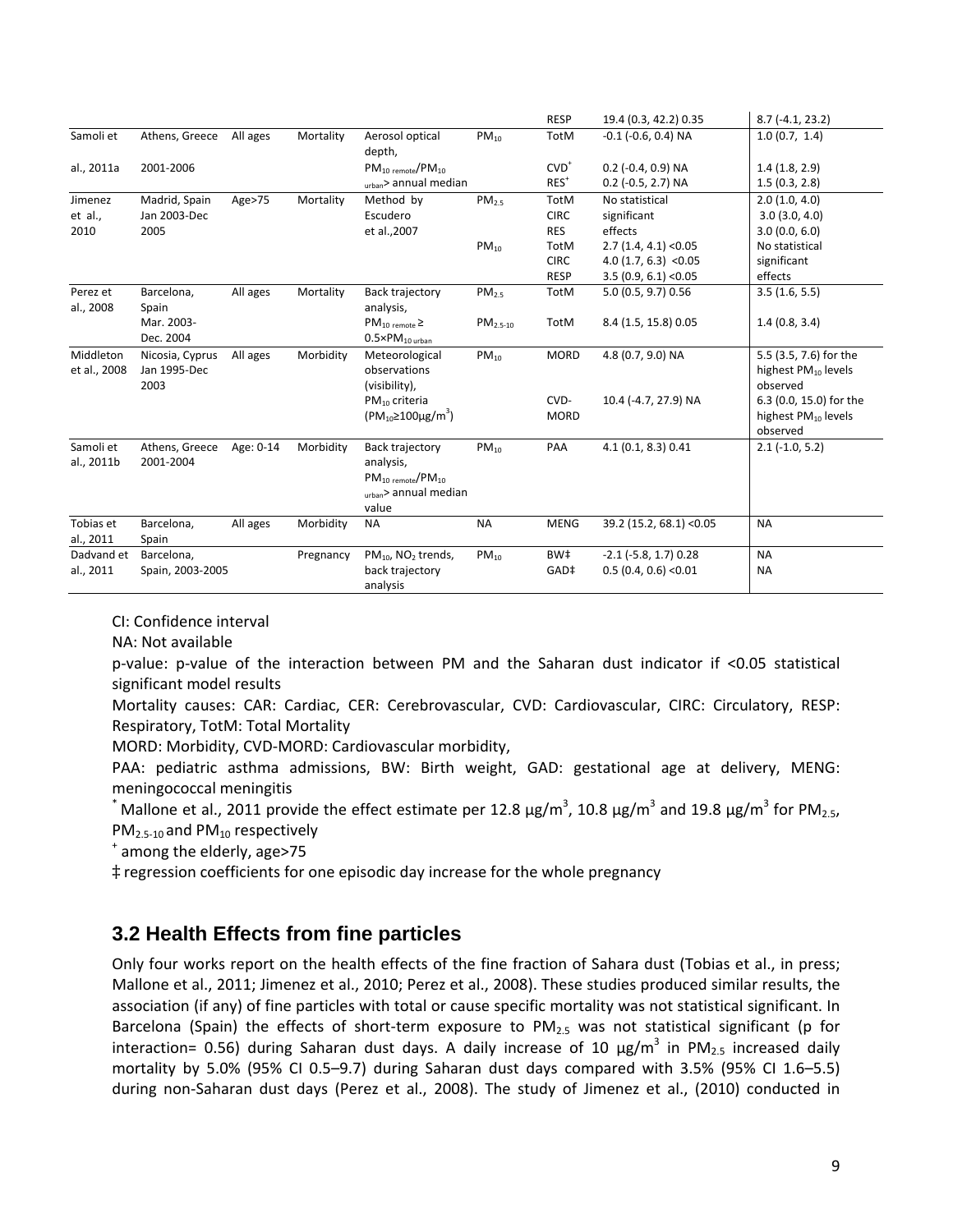| | | | | | | RESP | 19.4 (0.3, 42.2) 0.35 | 8.7 (-4.1, 23.2) |
|---|---|---|---|---|---|---|---|---|
| Samoli et al., 2011a | Athens, Greece 2001-2006 | All ages | Mortality | Aerosol optical depth, $PM_{10\ remote}/PM_{10\ urban}$> annual median | $PM_{10}$ | TotM<br>$CVD^{+}$<br>$RES^{+}$ | -0.1 (-0.6, 0.4) NA<br>0.2 (-0.4, 0.9) NA<br>0.2 (-0.5, 2.7) NA | 1.0 (0.7, 1.4)<br>1.4 (1.8, 2.9)<br>1.5 (0.3, 2.8) |
| Jimenez et al., 2010 | Madrid, Spain Jan 2003-Dec 2005 | Age>75 | Mortality | Method by Escudero et al.,2007 | $PM_{2.5}$ | TotM<br>CIRC<br>RES | No statistical significant effects | 2.0 (1.0, 4.0)<br>3.0 (3.0, 4.0)<br>3.0 (0.0, 6.0) |
| | | | | | $PM_{10}$ | TotM<br>CIRC<br>RESP | 2.7 (1.4, 4.1) <0.05<br>4.0 (1.7, 6.3) <0.05<br>3.5 (0.9, 6.1) <0.05 | No statistical significant effects |
| Perez et al., 2008 | Barcelona, Spain Mar. 2003-Dec. 2004 | All ages | Mortality | Back trajectory analysis, $PM_{10\ remote} \geq 0.5{\times}PM_{10\ urban}$ | $PM_{2.5}$ | TotM | 5.0 (0.5, 9.7) 0.56 | 3.5 (1.6, 5.5) |
| | | | | | $PM_{2.5\text{-}10}$ | TotM | 8.4 (1.5, 15.8) 0.05 | 1.4 (0.8, 3.4) |
| Middleton et al., 2008 | Nicosia, Cyprus Jan 1995-Dec 2003 | All ages | Morbidity | Meteorological observations (visibility), $PM_{10}$ criteria ($PM_{10} \geq 100 \mu g/m^3$) | $PM_{10}$ | MORD | 4.8 (0.7, 9.0) NA | 5.5 (3.5, 7.6) for the highest $PM_{10}$ levels observed |
| | | | | | | CVD-MORD | 10.4 (-4.7, 27.9) NA | 6.3 (0.0, 15.0) for the highest $PM_{10}$ levels observed |
| Samoli et al., 2011b | Athens, Greece 2001-2004 | Age: 0-14 | Morbidity | Back trajectory analysis, $PM_{10\ remote}/PM_{10\ urban}$> annual median value | $PM_{10}$ | PAA | 4.1 (0.1, 8.3) 0.41 | 2.1 (-1.0, 5.2) |
| Tobias et al., 2011 | Barcelona, Spain | All ages | Morbidity | NA | NA | MENG | 39.2 (15.2, 68.1) <0.05 | NA |
| Dadvand et al., 2011 | Barcelona, Spain, 2003-2005 | | Pregnancy | $PM_{10}$, $NO_2$ trends, back trajectory analysis | $PM_{10}$ | BW‡<br>GAD‡ | -2.1 (-5.8, 1.7) 0.28<br>0.5 (0.4, 0.6) <0.01 | NA<br>NA |

CI: Confidence interval

NA: Not available

p-value: p-value of the interaction between PM and the Saharan dust indicator if <0.05 statistical significant model results

Mortality causes: CAR: Cardiac, CER: Cerebrovascular, CVD: Cardiovascular, CIRC: Circulatory, RESP: Respiratory, TotM: Total Mortality

MORD: Morbidity, CVD-MORD: Cardiovascular morbidity,

PAA: pediatric asthma admissions, BW: Birth weight, GAD: gestational age at delivery, MENG: meningococcal meningitis

\* Mallone et al., 2011 provide the effect estimate per 12.8 $\mu g/m^3$, 10.8 $\mu g/m^3$ and 19.8 $\mu g/m^3$ for $PM_{2.5}$, $PM_{2.5\text{-}10}$ and $PM_{10}$ respectively

\+ among the elderly, age>75

‡ regression coefficients for one episodic day increase for the whole pregnancy

## 3.2 Health Effects from fine particles

Only four works report on the health effects of the fine fraction of Sahara dust (Tobias et al., in press; Mallone et al., 2011; Jimenez et al., 2010; Perez et al., 2008). These studies produced similar results, the association (if any) of fine particles with total or cause specific mortality was not statistical significant. In Barcelona (Spain) the effects of short-term exposure to $PM_{2.5}$ was not statistical significant (p for interaction= 0.56) during Saharan dust days. A daily increase of 10 $\mu g/m^3$ in $PM_{2.5}$ increased daily mortality by 5.0% (95% CI 0.5–9.7) during Saharan dust days compared with 3.5% (95% CI 1.6–5.5) during non-Saharan dust days (Perez et al., 2008). The study of Jimenez et al., (2010) conducted in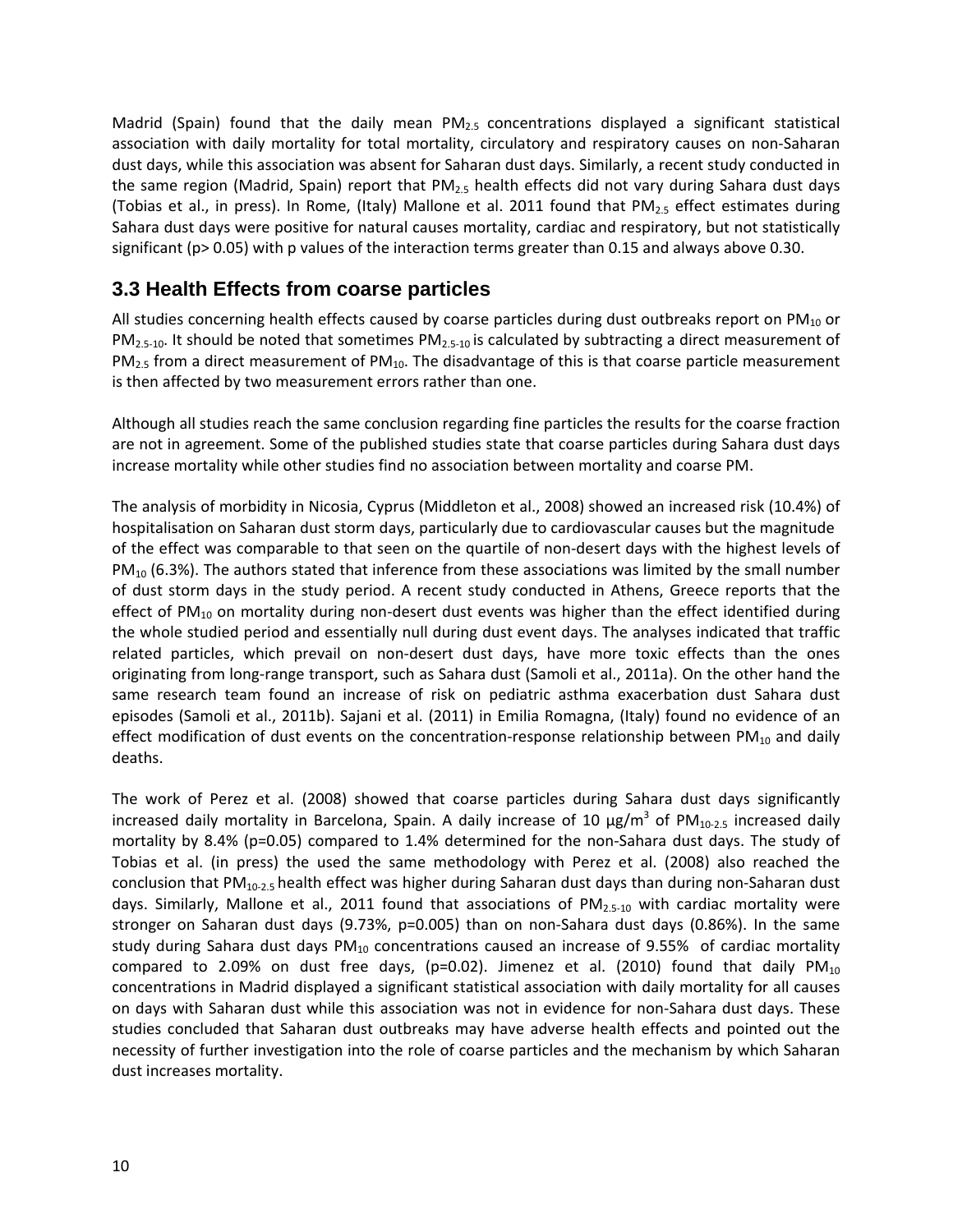Madrid (Spain) found that the daily mean $PM_{2.5}$ concentrations displayed a significant statistical association with daily mortality for total mortality, circulatory and respiratory causes on non-Saharan dust days, while this association was absent for Saharan dust days. Similarly, a recent study conducted in the same region (Madrid, Spain) report that $PM_{2.5}$ health effects did not vary during Sahara dust days (Tobias et al., in press). In Rome, (Italy) Mallone et al. 2011 found that $PM_{2.5}$ effect estimates during Sahara dust days were positive for natural causes mortality, cardiac and respiratory, but not statistically significant ($p > 0.05$) with p values of the interaction terms greater than 0.15 and always above 0.30.

## 3.3 Health Effects from coarse particles

All studies concerning health effects caused by coarse particles during dust outbreaks report on $PM_{10}$ or $PM_{2.5\text{-}10}$. It should be noted that sometimes $PM_{2.5\text{-}10}$ is calculated by subtracting a direct measurement of $PM_{2.5}$ from a direct measurement of $PM_{10}$. The disadvantage of this is that coarse particle measurement is then affected by two measurement errors rather than one.

Although all studies reach the same conclusion regarding fine particles the results for the coarse fraction are not in agreement. Some of the published studies state that coarse particles during Sahara dust days increase mortality while other studies find no association between mortality and coarse PM.

The analysis of morbidity in Nicosia, Cyprus (Middleton et al., 2008) showed an increased risk (10.4%) of hospitalisation on Saharan dust storm days, particularly due to cardiovascular causes but the magnitude of the effect was comparable to that seen on the quartile of non-desert days with the highest levels of $PM_{10}$ (6.3%). The authors stated that inference from these associations was limited by the small number of dust storm days in the study period. A recent study conducted in Athens, Greece reports that the effect of $PM_{10}$ on mortality during non-desert dust events was higher than the effect identified during the whole studied period and essentially null during dust event days. The analyses indicated that traffic related particles, which prevail on non-desert dust days, have more toxic effects than the ones originating from long-range transport, such as Sahara dust (Samoli et al., 2011a). On the other hand the same research team found an increase of risk on pediatric asthma exacerbation dust Sahara dust episodes (Samoli et al., 2011b). Sajani et al. (2011) in Emilia Romagna, (Italy) found no evidence of an effect modification of dust events on the concentration-response relationship between $PM_{10}$ and daily deaths.

The work of Perez et al. (2008) showed that coarse particles during Sahara dust days significantly increased daily mortality in Barcelona, Spain. A daily increase of 10 $\mu g/m^3$ of $PM_{10\text{-}2.5}$ increased daily mortality by 8.4% ($p=0.05$) compared to 1.4% determined for the non-Sahara dust days. The study of Tobias et al. (in press) the used the same methodology with Perez et al. (2008) also reached the conclusion that $PM_{10\text{-}2.5}$ health effect was higher during Saharan dust days than during non-Saharan dust days. Similarly, Mallone et al., 2011 found that associations of $PM_{2.5\text{-}10}$ with cardiac mortality were stronger on Saharan dust days (9.73%, $p=0.005$) than on non-Sahara dust days (0.86%). In the same study during Sahara dust days $PM_{10}$ concentrations caused an increase of 9.55% of cardiac mortality compared to 2.09% on dust free days, ($p=0.02$). Jimenez et al. (2010) found that daily $PM_{10}$ concentrations in Madrid displayed a significant statistical association with daily mortality for all causes on days with Saharan dust while this association was not in evidence for non-Sahara dust days. These studies concluded that Saharan dust outbreaks may have adverse health effects and pointed out the necessity of further investigation into the role of coarse particles and the mechanism by which Saharan dust increases mortality.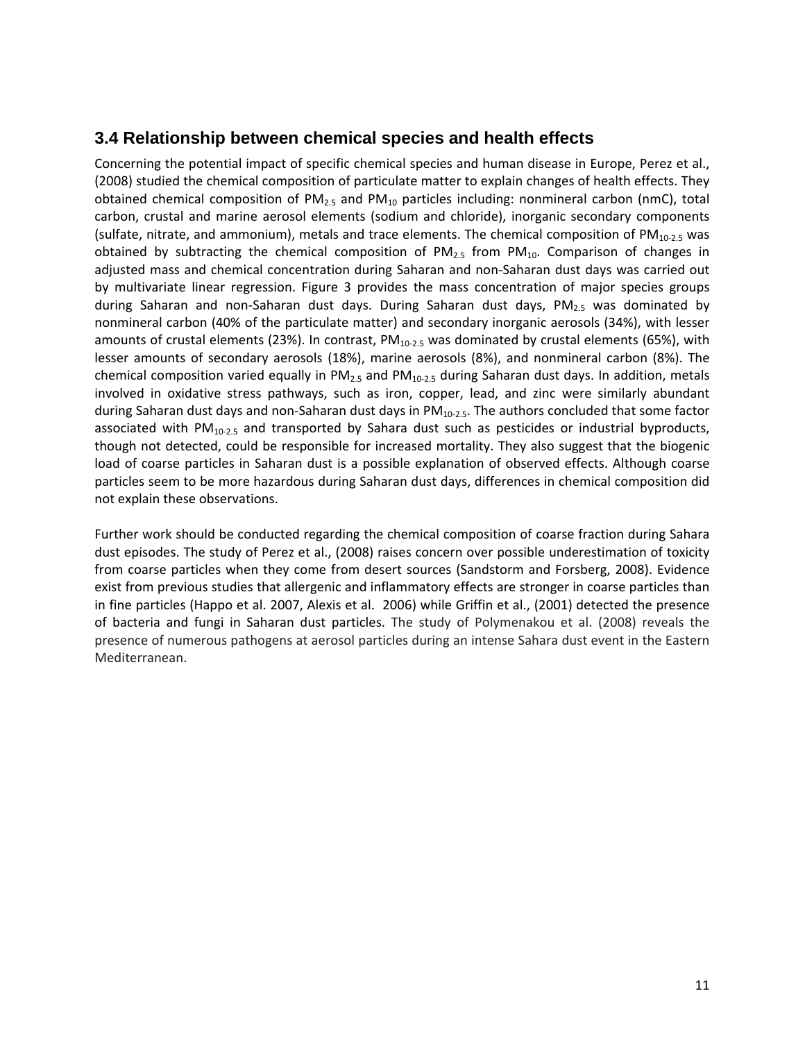### 3.4 Relationship between chemical species and health effects

Concerning the potential impact of specific chemical species and human disease in Europe, Perez et al., (2008) studied the chemical composition of particulate matter to explain changes of health effects. They obtained chemical composition of $PM_{2.5}$ and $PM_{10}$ particles including: nonmineral carbon (nmC), total carbon, crustal and marine aerosol elements (sodium and chloride), inorganic secondary components (sulfate, nitrate, and ammonium), metals and trace elements. The chemical composition of $PM_{10-2.5}$ was obtained by subtracting the chemical composition of $PM_{2.5}$ from $PM_{10}$. Comparison of changes in adjusted mass and chemical concentration during Saharan and non-Saharan dust days was carried out by multivariate linear regression. Figure 3 provides the mass concentration of major species groups during Saharan and non-Saharan dust days. During Saharan dust days, $PM_{2.5}$ was dominated by nonmineral carbon (40% of the particulate matter) and secondary inorganic aerosols (34%), with lesser amounts of crustal elements (23%). In contrast, $PM_{10-2.5}$ was dominated by crustal elements (65%), with lesser amounts of secondary aerosols (18%), marine aerosols (8%), and nonmineral carbon (8%). The chemical composition varied equally in $PM_{2.5}$ and $PM_{10-2.5}$ during Saharan dust days. In addition, metals involved in oxidative stress pathways, such as iron, copper, lead, and zinc were similarly abundant during Saharan dust days and non-Saharan dust days in $PM_{10-2.5}$. The authors concluded that some factor associated with $PM_{10-2.5}$ and transported by Sahara dust such as pesticides or industrial byproducts, though not detected, could be responsible for increased mortality. They also suggest that the biogenic load of coarse particles in Saharan dust is a possible explanation of observed effects. Although coarse particles seem to be more hazardous during Saharan dust days, differences in chemical composition did not explain these observations.

Further work should be conducted regarding the chemical composition of coarse fraction during Sahara dust episodes. The study of Perez et al., (2008) raises concern over possible underestimation of toxicity from coarse particles when they come from desert sources (Sandstorm and Forsberg, 2008). Evidence exist from previous studies that allergenic and inflammatory effects are stronger in coarse particles than in fine particles (Happo et al. 2007, Alexis et al. 2006) while Griffin et al., (2001) detected the presence of bacteria and fungi in Saharan dust particles. The study of Polymenakou et al. (2008) reveals the presence of numerous pathogens at aerosol particles during an intense Sahara dust event in the Eastern Mediterranean.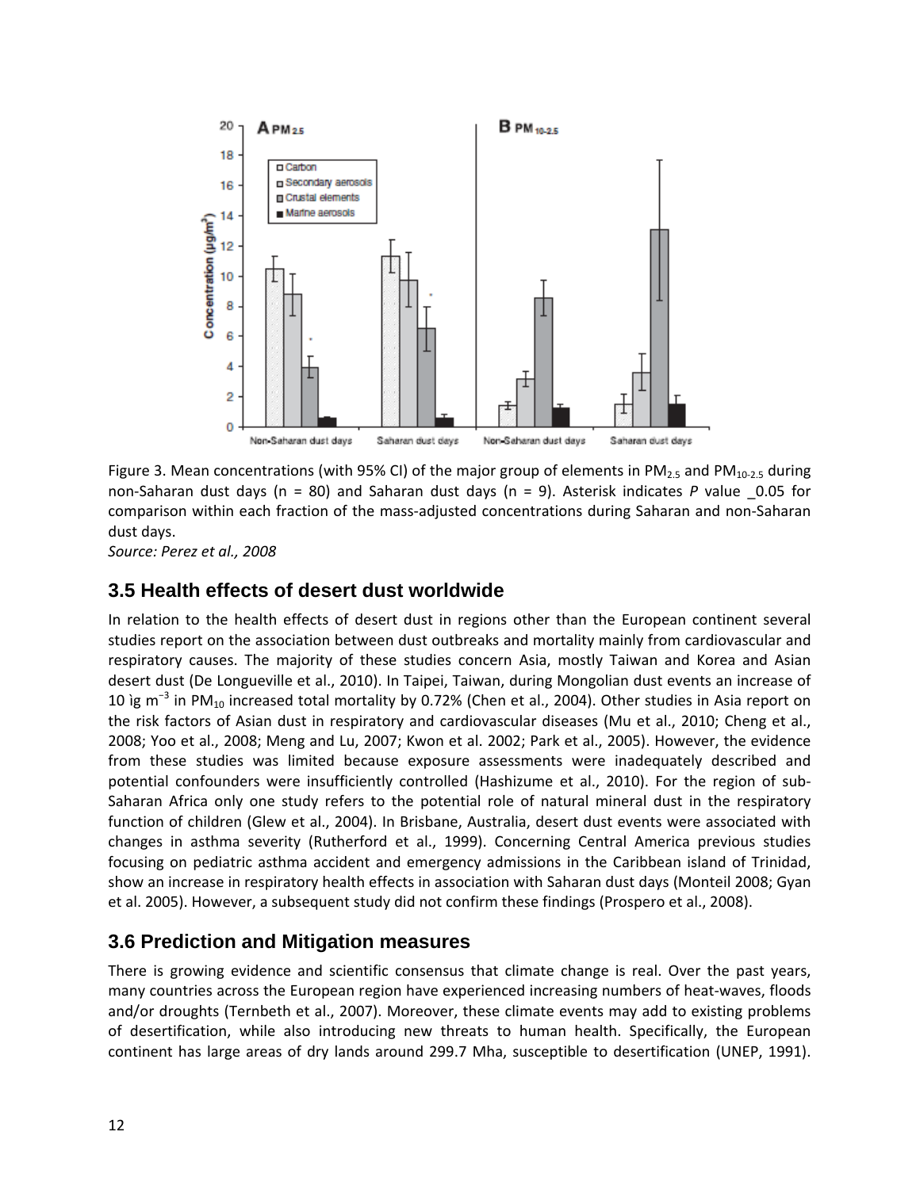Figure 3. Mean concentrations (with 95% CI) of the major group of elements in $PM_{2.5}$ and $PM_{10-2.5}$ during non-Saharan dust days (n = 80) and Saharan dust days (n = 9). Asterisk indicates *P* value _0.05 for comparison within each fraction of the mass-adjusted concentrations during Saharan and non-Saharan dust days.

*Source: Perez et al., 2008*

## 3.5 Health effects of desert dust worldwide

In relation to the health effects of desert dust in regions other than the European continent several studies report on the association between dust outbreaks and mortality mainly from cardiovascular and respiratory causes. The majority of these studies concern Asia, mostly Taiwan and Korea and Asian desert dust (De Longueville et al., 2010). In Taipei, Taiwan, during Mongolian dust events an increase of 10 ìg $m^{-3}$ in $PM_{10}$ increased total mortality by 0.72% (Chen et al., 2004). Other studies in Asia report on the risk factors of Asian dust in respiratory and cardiovascular diseases (Mu et al., 2010; Cheng et al., 2008; Yoo et al., 2008; Meng and Lu, 2007; Kwon et al. 2002; Park et al., 2005). However, the evidence from these studies was limited because exposure assessments were inadequately described and potential confounders were insufficiently controlled (Hashizume et al., 2010). For the region of sub-Saharan Africa only one study refers to the potential role of natural mineral dust in the respiratory function of children (Glew et al., 2004). In Brisbane, Australia, desert dust events were associated with changes in asthma severity (Rutherford et al., 1999). Concerning Central America previous studies focusing on pediatric asthma accident and emergency admissions in the Caribbean island of Trinidad, show an increase in respiratory health effects in association with Saharan dust days (Monteil 2008; Gyan et al. 2005). However, a subsequent study did not confirm these findings (Prospero et al., 2008).

## 3.6 Prediction and Mitigation measures

There is growing evidence and scientific consensus that climate change is real. Over the past years, many countries across the European region have experienced increasing numbers of heat-waves, floods and/or droughts (Ternbeth et al., 2007). Moreover, these climate events may add to existing problems of desertification, while also introducing new threats to human health. Specifically, the European continent has large areas of dry lands around 299.7 Mha, susceptible to desertification (UNEP, 1991).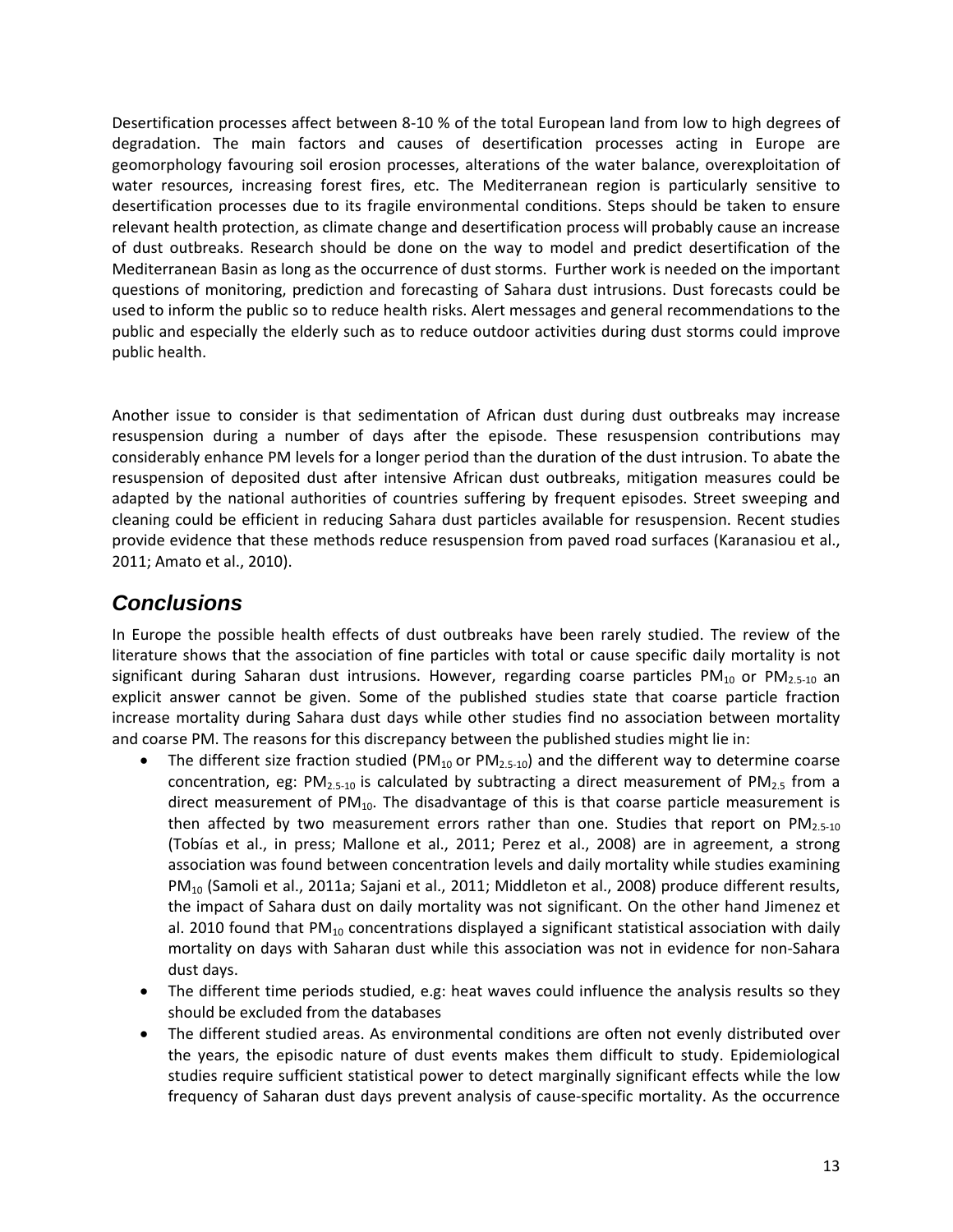Desertification processes affect between 8-10 % of the total European land from low to high degrees of degradation. The main factors and causes of desertification processes acting in Europe are geomorphology favouring soil erosion processes, alterations of the water balance, overexploitation of water resources, increasing forest fires, etc. The Mediterranean region is particularly sensitive to desertification processes due to its fragile environmental conditions. Steps should be taken to ensure relevant health protection, as climate change and desertification process will probably cause an increase of dust outbreaks. Research should be done on the way to model and predict desertification of the Mediterranean Basin as long as the occurrence of dust storms. Further work is needed on the important questions of monitoring, prediction and forecasting of Sahara dust intrusions. Dust forecasts could be used to inform the public so to reduce health risks. Alert messages and general recommendations to the public and especially the elderly such as to reduce outdoor activities during dust storms could improve public health.

Another issue to consider is that sedimentation of African dust during dust outbreaks may increase resuspension during a number of days after the episode. These resuspension contributions may considerably enhance PM levels for a longer period than the duration of the dust intrusion. To abate the resuspension of deposited dust after intensive African dust outbreaks, mitigation measures could be adapted by the national authorities of countries suffering by frequent episodes. Street sweeping and cleaning could be efficient in reducing Sahara dust particles available for resuspension. Recent studies provide evidence that these methods reduce resuspension from paved road surfaces (Karanasiou et al., 2011; Amato et al., 2010).

## *Conclusions*

In Europe the possible health effects of dust outbreaks have been rarely studied. The review of the literature shows that the association of fine particles with total or cause specific daily mortality is not significant during Saharan dust intrusions. However, regarding coarse particles $PM_{10}$ or $PM_{2.5\text{-}10}$ an explicit answer cannot be given. Some of the published studies state that coarse particle fraction increase mortality during Sahara dust days while other studies find no association between mortality and coarse PM. The reasons for this discrepancy between the published studies might lie in:

- The different size fraction studied ($PM_{10}$ or $PM_{2.5\text{-}10}$) and the different way to determine coarse concentration, eg: $PM_{2.5\text{-}10}$ is calculated by subtracting a direct measurement of $PM_{2.5}$ from a direct measurement of $PM_{10}$. The disadvantage of this is that coarse particle measurement is then affected by two measurement errors rather than one. Studies that report on $PM_{2.5\text{-}10}$ (Tobías et al., in press; Mallone et al., 2011; Perez et al., 2008) are in agreement, a strong association was found between concentration levels and daily mortality while studies examining $PM_{10}$ (Samoli et al., 2011a; Sajani et al., 2011; Middleton et al., 2008) produce different results, the impact of Sahara dust on daily mortality was not significant. On the other hand Jimenez et al. 2010 found that $PM_{10}$ concentrations displayed a significant statistical association with daily mortality on days with Saharan dust while this association was not in evidence for non-Sahara dust days.
- The different time periods studied, e.g: heat waves could influence the analysis results so they should be excluded from the databases
- The different studied areas. As environmental conditions are often not evenly distributed over the years, the episodic nature of dust events makes them difficult to study. Epidemiological studies require sufficient statistical power to detect marginally significant effects while the low frequency of Saharan dust days prevent analysis of cause-specific mortality. As the occurrence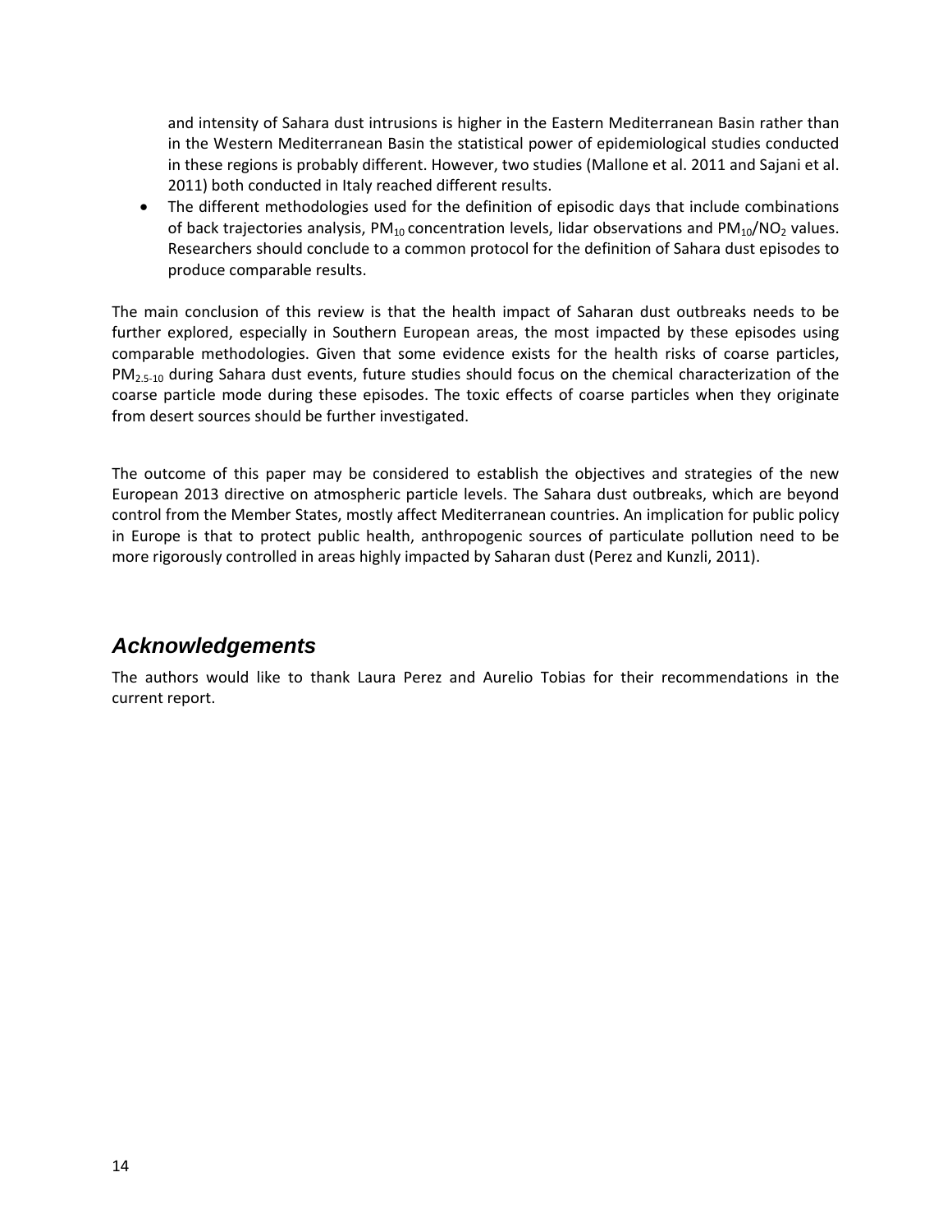and intensity of Sahara dust intrusions is higher in the Eastern Mediterranean Basin rather than in the Western Mediterranean Basin the statistical power of epidemiological studies conducted in these regions is probably different. However, two studies (Mallone et al. 2011 and Sajani et al. 2011) both conducted in Italy reached different results.

- The different methodologies used for the definition of episodic days that include combinations of back trajectories analysis, $PM_{10}$ concentration levels, lidar observations and $PM_{10}/NO_2$ values. Researchers should conclude to a common protocol for the definition of Sahara dust episodes to produce comparable results.

The main conclusion of this review is that the health impact of Saharan dust outbreaks needs to be further explored, especially in Southern European areas, the most impacted by these episodes using comparable methodologies. Given that some evidence exists for the health risks of coarse particles, $PM_{2.5\text{-}10}$ during Sahara dust events, future studies should focus on the chemical characterization of the coarse particle mode during these episodes. The toxic effects of coarse particles when they originate from desert sources should be further investigated.

The outcome of this paper may be considered to establish the objectives and strategies of the new European 2013 directive on atmospheric particle levels. The Sahara dust outbreaks, which are beyond control from the Member States, mostly affect Mediterranean countries. An implication for public policy in Europe is that to protect public health, anthropogenic sources of particulate pollution need to be more rigorously controlled in areas highly impacted by Saharan dust (Perez and Kunzli, 2011).

## *Acknowledgements*

The authors would like to thank Laura Perez and Aurelio Tobias for their recommendations in the current report.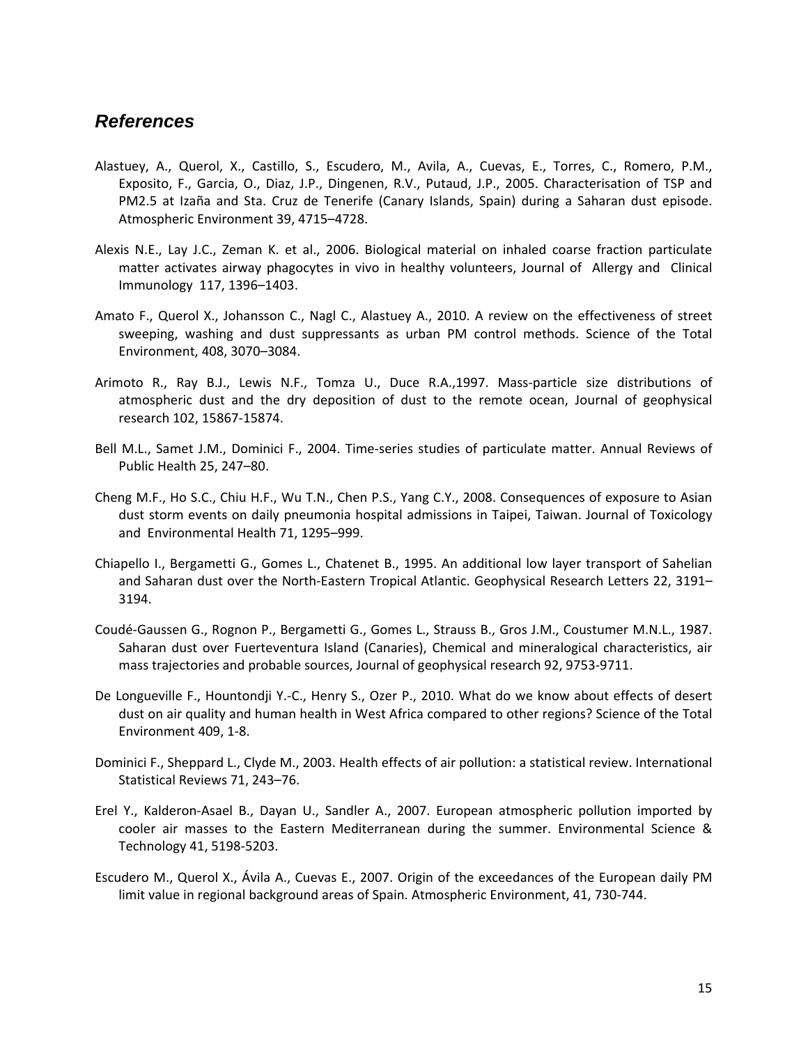## *References*

Alastuey, A., Querol, X., Castillo, S., Escudero, M., Avila, A., Cuevas, E., Torres, C., Romero, P.M., Exposito, F., Garcia, O., Diaz, J.P., Dingenen, R.V., Putaud, J.P., 2005. Characterisation of TSP and PM2.5 at Izaña and Sta. Cruz de Tenerife (Canary Islands, Spain) during a Saharan dust episode. Atmospheric Environment 39, 4715–4728.

Alexis N.E., Lay J.C., Zeman K. et al., 2006. Biological material on inhaled coarse fraction particulate matter activates airway phagocytes in vivo in healthy volunteers, Journal of Allergy and Clinical Immunology 117, 1396–1403.

Amato F., Querol X., Johansson C., Nagl C., Alastuey A., 2010. A review on the effectiveness of street sweeping, washing and dust suppressants as urban PM control methods. Science of the Total Environment, 408, 3070–3084.

Arimoto R., Ray B.J., Lewis N.F., Tomza U., Duce R.A.,1997. Mass-particle size distributions of atmospheric dust and the dry deposition of dust to the remote ocean, Journal of geophysical research 102, 15867-15874.

Bell M.L., Samet J.M., Dominici F., 2004. Time-series studies of particulate matter. Annual Reviews of Public Health 25, 247–80.

Cheng M.F., Ho S.C., Chiu H.F., Wu T.N., Chen P.S., Yang C.Y., 2008. Consequences of exposure to Asian dust storm events on daily pneumonia hospital admissions in Taipei, Taiwan. Journal of Toxicology and Environmental Health 71, 1295–999.

Chiapello I., Bergametti G., Gomes L., Chatenet B., 1995. An additional low layer transport of Sahelian and Saharan dust over the North-Eastern Tropical Atlantic. Geophysical Research Letters 22, 3191–3194.

Coudé-Gaussen G., Rognon P., Bergametti G., Gomes L., Strauss B., Gros J.M., Coustumer M.N.L., 1987. Saharan dust over Fuerteventura Island (Canaries), Chemical and mineralogical characteristics, air mass trajectories and probable sources, Journal of geophysical research 92, 9753-9711.

De Longueville F., Hountondji Y.-C., Henry S., Ozer P., 2010. What do we know about effects of desert dust on air quality and human health in West Africa compared to other regions? Science of the Total Environment 409, 1-8.

Dominici F., Sheppard L., Clyde M., 2003. Health effects of air pollution: a statistical review. International Statistical Reviews 71, 243–76.

Erel Y., Kalderon-Asael B., Dayan U., Sandler A., 2007. European atmospheric pollution imported by cooler air masses to the Eastern Mediterranean during the summer. Environmental Science & Technology 41, 5198-5203.

Escudero M., Querol X., Ávila A., Cuevas E., 2007. Origin of the exceedances of the European daily PM limit value in regional background areas of Spain. Atmospheric Environment, 41, 730-744.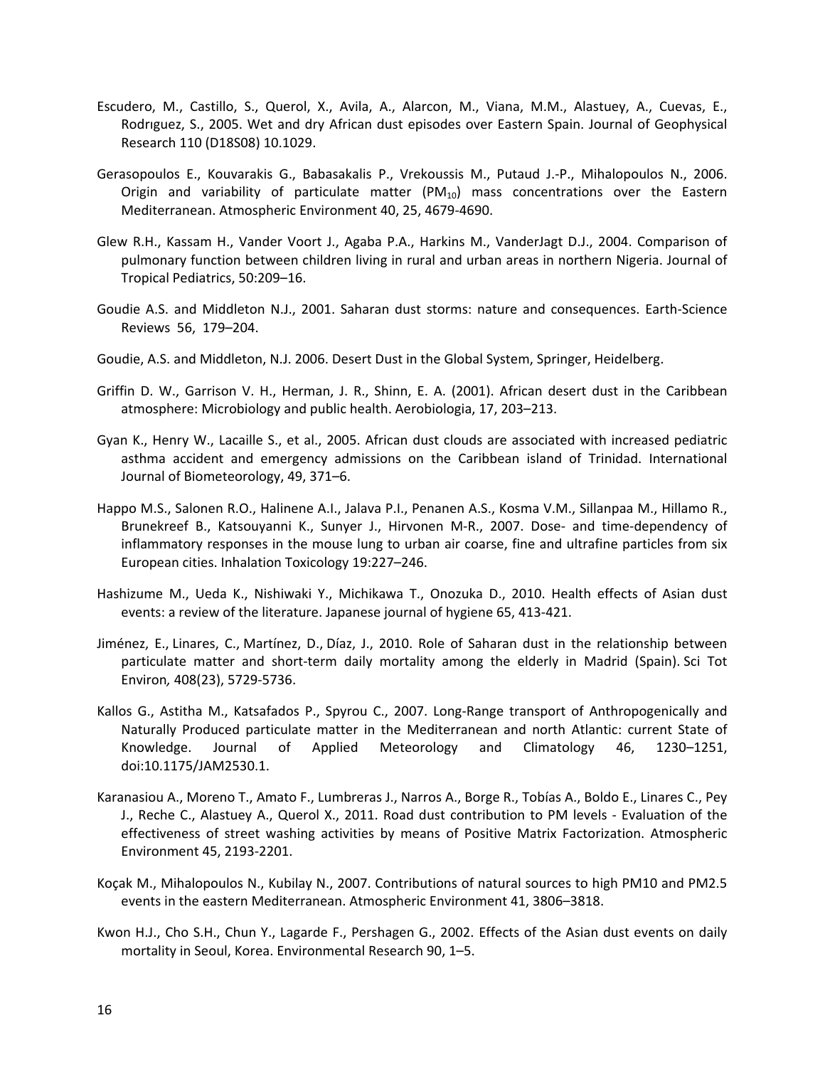Escudero, M., Castillo, S., Querol, X., Avila, A., Alarcon, M., Viana, M.M., Alastuey, A., Cuevas, E., Rodrıguez, S., 2005. Wet and dry African dust episodes over Eastern Spain. Journal of Geophysical Research 110 (D18S08) 10.1029.

Gerasopoulos E., Kouvarakis G., Babasakalis P., Vrekoussis M., Putaud J.-P., Mihalopoulos N., 2006. Origin and variability of particulate matter ($PM_{10}$) mass concentrations over the Eastern Mediterranean. Atmospheric Environment 40, 25, 4679-4690.

Glew R.H., Kassam H., Vander Voort J., Agaba P.A., Harkins M., VanderJagt D.J., 2004. Comparison of pulmonary function between children living in rural and urban areas in northern Nigeria. Journal of Tropical Pediatrics, 50:209–16.

Goudie A.S. and Middleton N.J., 2001. Saharan dust storms: nature and consequences. Earth-Science Reviews 56, 179–204.

Goudie, A.S. and Middleton, N.J. 2006. Desert Dust in the Global System, Springer, Heidelberg.

Griffin D. W., Garrison V. H., Herman, J. R., Shinn, E. A. (2001). African desert dust in the Caribbean atmosphere: Microbiology and public health. Aerobiologia, 17, 203–213.

Gyan K., Henry W., Lacaille S., et al., 2005. African dust clouds are associated with increased pediatric asthma accident and emergency admissions on the Caribbean island of Trinidad. International Journal of Biometeorology, 49, 371–6.

Happo M.S., Salonen R.O., Halinene A.I., Jalava P.I., Penanen A.S., Kosma V.M., Sillanpaa M., Hillamo R., Brunekreef B., Katsouyanni K., Sunyer J., Hirvonen M-R., 2007. Dose- and time-dependency of inflammatory responses in the mouse lung to urban air coarse, fine and ultrafine particles from six European cities. Inhalation Toxicology 19:227–246.

Hashizume M., Ueda K., Nishiwaki Y., Michikawa T., Onozuka D., 2010. Health effects of Asian dust events: a review of the literature. Japanese journal of hygiene 65, 413-421.

Jiménez, E., Linares, C., Martínez, D., Díaz, J., 2010. Role of Saharan dust in the relationship between particulate matter and short-term daily mortality among the elderly in Madrid (Spain). Sci Tot Environ*,* 408(23), 5729-5736.

Kallos G., Astitha M., Katsafados P., Spyrou C., 2007. Long-Range transport of Anthropogenically and Naturally Produced particulate matter in the Mediterranean and north Atlantic: current State of Knowledge. Journal of Applied Meteorology and Climatology 46, 1230–1251, doi:10.1175/JAM2530.1.

Karanasiou A., Moreno T., Amato F., Lumbreras J., Narros A., Borge R., Tobías A., Boldo E., Linares C., Pey J., Reche C., Alastuey A., Querol X., 2011. Road dust contribution to PM levels - Evaluation of the effectiveness of street washing activities by means of Positive Matrix Factorization. Atmospheric Environment 45, 2193-2201.

Koçak M., Mihalopoulos N., Kubilay N., 2007. Contributions of natural sources to high PM10 and PM2.5 events in the eastern Mediterranean. Atmospheric Environment 41, 3806–3818.

Kwon H.J., Cho S.H., Chun Y., Lagarde F., Pershagen G., 2002. Effects of the Asian dust events on daily mortality in Seoul, Korea. Environmental Research 90, 1–5.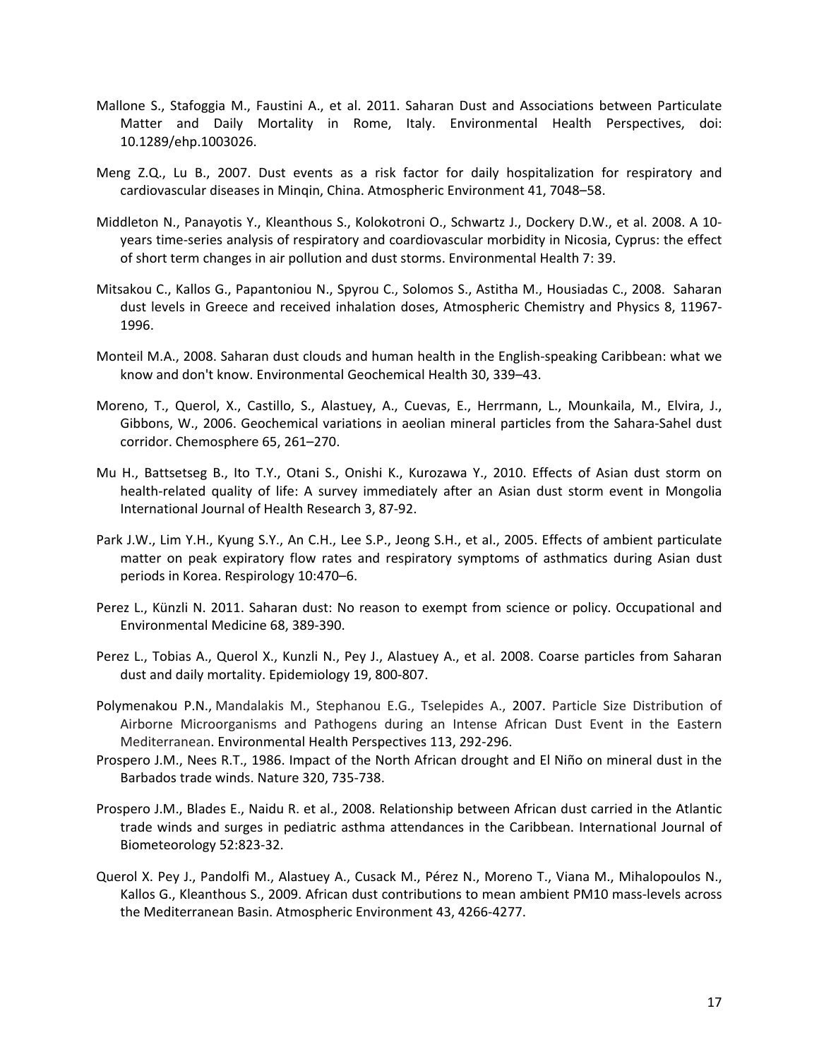Mallone S., Stafoggia M., Faustini A., et al. 2011. Saharan Dust and Associations between Particulate Matter and Daily Mortality in Rome, Italy. Environmental Health Perspectives, doi: 10.1289/ehp.1003026.

Meng Z.Q., Lu B., 2007. Dust events as a risk factor for daily hospitalization for respiratory and cardiovascular diseases in Minqin, China. Atmospheric Environment 41, 7048–58.

Middleton N., Panayotis Y., Kleanthous S., Kolokotroni O., Schwartz J., Dockery D.W., et al. 2008. A 10-years time-series analysis of respiratory and coardiovascular morbidity in Nicosia, Cyprus: the effect of short term changes in air pollution and dust storms. Environmental Health 7: 39.

Mitsakou C., Kallos G., Papantoniou N., Spyrou C., Solomos S., Astitha M., Housiadas C., 2008. Saharan dust levels in Greece and received inhalation doses, Atmospheric Chemistry and Physics 8, 11967-1996.

Monteil M.A., 2008. Saharan dust clouds and human health in the English-speaking Caribbean: what we know and don't know. Environmental Geochemical Health 30, 339–43.

Moreno, T., Querol, X., Castillo, S., Alastuey, A., Cuevas, E., Herrmann, L., Mounkaila, M., Elvira, J., Gibbons, W., 2006. Geochemical variations in aeolian mineral particles from the Sahara-Sahel dust corridor. Chemosphere 65, 261–270.

Mu H., Battsetseg B., Ito T.Y., Otani S., Onishi K., Kurozawa Y., 2010. Effects of Asian dust storm on health-related quality of life: A survey immediately after an Asian dust storm event in Mongolia International Journal of Health Research 3, 87-92.

Park J.W., Lim Y.H., Kyung S.Y., An C.H., Lee S.P., Jeong S.H., et al., 2005. Effects of ambient particulate matter on peak expiratory flow rates and respiratory symptoms of asthmatics during Asian dust periods in Korea. Respirology 10:470–6.

Perez L., Künzli N. 2011. Saharan dust: No reason to exempt from science or policy. Occupational and Environmental Medicine 68, 389-390.

Perez L., Tobias A., Querol X., Kunzli N., Pey J., Alastuey A., et al. 2008. Coarse particles from Saharan dust and daily mortality. Epidemiology 19, 800-807.

Polymenakou P.N., Mandalakis M., Stephanou E.G., Tselepides A., 2007. Particle Size Distribution of Airborne Microorganisms and Pathogens during an Intense African Dust Event in the Eastern Mediterranean. Environmental Health Perspectives 113, 292-296.

Prospero J.M., Nees R.T., 1986. Impact of the North African drought and El Niño on mineral dust in the Barbados trade winds. Nature 320, 735-738.

Prospero J.M., Blades E., Naidu R. et al., 2008. Relationship between African dust carried in the Atlantic trade winds and surges in pediatric asthma attendances in the Caribbean. International Journal of Biometeorology 52:823-32.

Querol X. Pey J., Pandolfi M., Alastuey A., Cusack M., Pérez N., Moreno T., Viana M., Mihalopoulos N., Kallos G., Kleanthous S., 2009. African dust contributions to mean ambient PM10 mass-levels across the Mediterranean Basin. Atmospheric Environment 43, 4266-4277.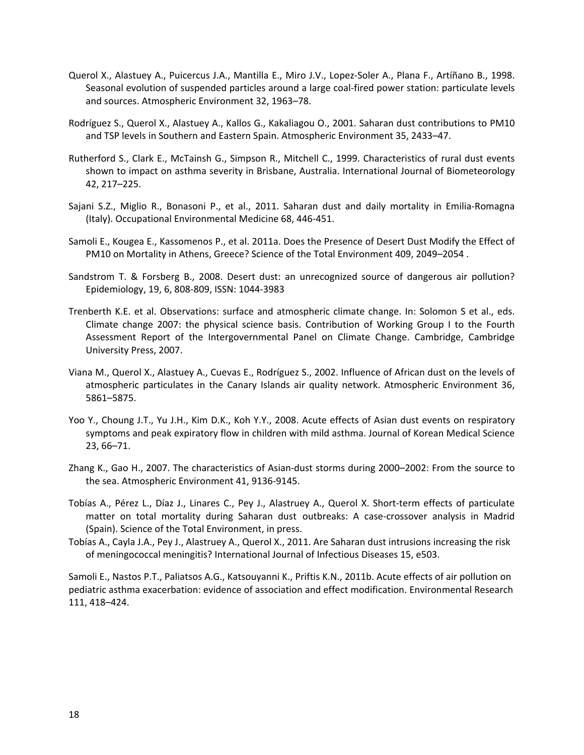Querol X., Alastuey A., Puicercus J.A., Mantilla E., Miro J.V., Lopez-Soler A., Plana F., Artíñano B., 1998. Seasonal evolution of suspended particles around a large coal-fired power station: particulate levels and sources. Atmospheric Environment 32, 1963–78.

Rodríguez S., Querol X., Alastuey A., Kallos G., Kakaliagou O., 2001. Saharan dust contributions to PM10 and TSP levels in Southern and Eastern Spain. Atmospheric Environment 35, 2433–47.

Rutherford S., Clark E., McTainsh G., Simpson R., Mitchell C., 1999. Characteristics of rural dust events shown to impact on asthma severity in Brisbane, Australia. International Journal of Biometeorology 42, 217–225.

Sajani S.Z., Miglio R., Bonasoni P., et al., 2011. Saharan dust and daily mortality in Emilia-Romagna (Italy). Occupational Environmental Medicine 68, 446-451.

Samoli E., Kougea E., Kassomenos P., et al. 2011a. Does the Presence of Desert Dust Modify the Effect of PM10 on Mortality in Athens, Greece? Science of the Total Environment 409, 2049–2054 .

Sandstrom T. & Forsberg B., 2008. Desert dust: an unrecognized source of dangerous air pollution? Epidemiology, 19, 6, 808-809, ISSN: 1044-3983

Trenberth K.E. et al. Observations: surface and atmospheric climate change. In: Solomon S et al., eds. Climate change 2007: the physical science basis. Contribution of Working Group I to the Fourth Assessment Report of the Intergovernmental Panel on Climate Change. Cambridge, Cambridge University Press, 2007.

Viana M., Querol X., Alastuey A., Cuevas E., Rodríguez S., 2002. Influence of African dust on the levels of atmospheric particulates in the Canary Islands air quality network. Atmospheric Environment 36, 5861–5875.

Yoo Y., Choung J.T., Yu J.H., Kim D.K., Koh Y.Y., 2008. Acute effects of Asian dust events on respiratory symptoms and peak expiratory flow in children with mild asthma. Journal of Korean Medical Science 23, 66–71.

Zhang K., Gao H., 2007. The characteristics of Asian-dust storms during 2000–2002: From the source to the sea. Atmospheric Environment 41, 9136-9145.

Tobías A., Pérez L., Díaz J., Linares C., Pey J., Alastruey A., Querol X. Short-term effects of particulate matter on total mortality during Saharan dust outbreaks: A case-crossover analysis in Madrid (Spain). Science of the Total Environment, in press.

Tobías A., Cayla J.A., Pey J., Alastruey A., Querol X., 2011. Are Saharan dust intrusions increasing the risk of meningococcal meningitis? International Journal of Infectious Diseases 15, e503.

Samoli E., Nastos P.T., Paliatsos A.G., Katsouyanni K., Priftis K.N., 2011b. Acute effects of air pollution on pediatric asthma exacerbation: evidence of association and effect modification. Environmental Research 111, 418–424.